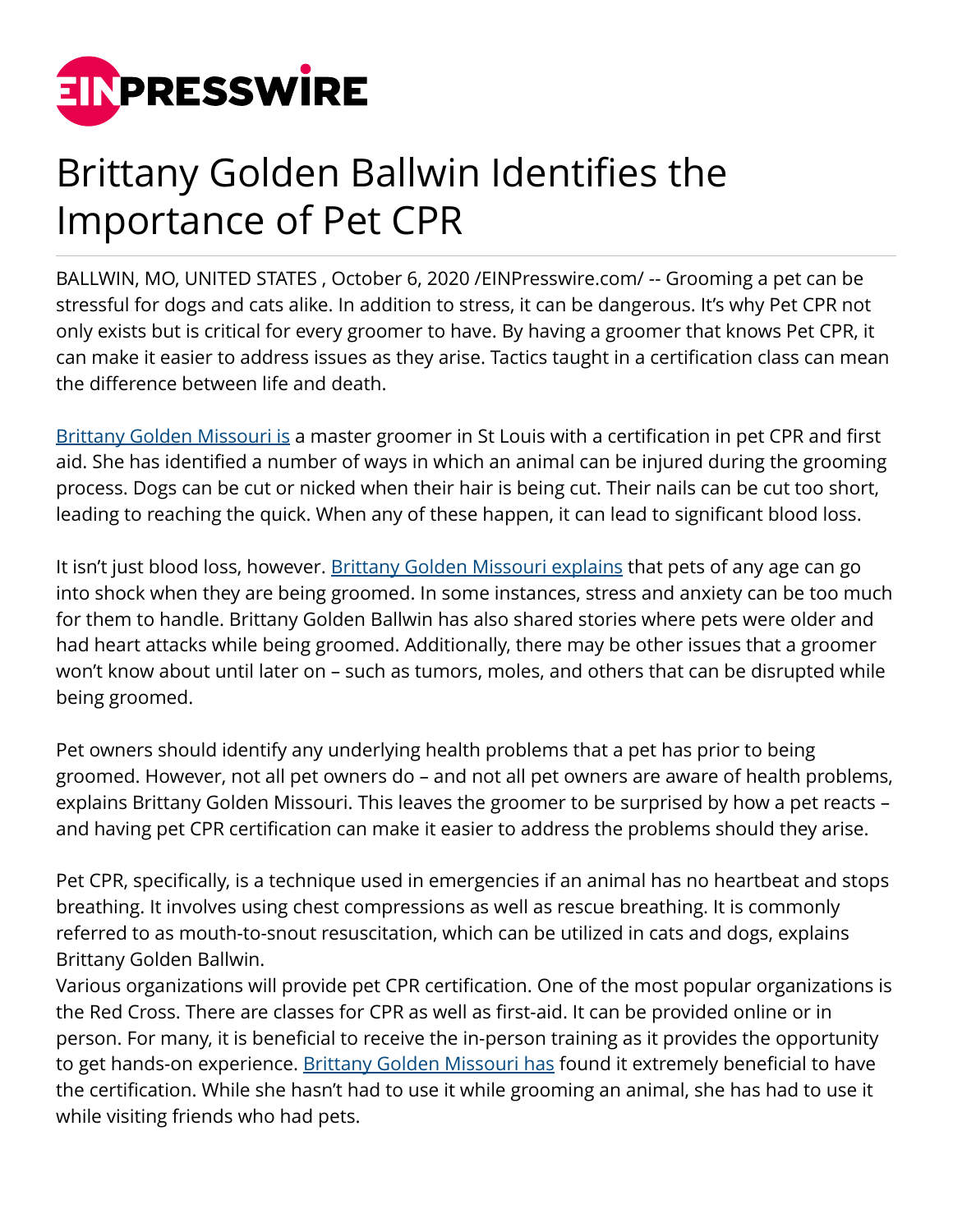# Brittany Golden Ballwin Identifies the Importance of Pet CPR

BALLWIN, MO, UNITED STATES , October 6, 2020 /EINPresswire.com/ -- Grooming a pet can be stressful for dogs and cats alike. In addition to stress, it can be dangerous. It's why Pet CPR not only exists but is critical for every groomer to have. By having a groomer that knows Pet CPR, it can make it easier to address issues as they arise. Tactics taught in a certification class can mean the difference between life and death.

Brittany Golden Missouri is a master groomer in St Louis with a certification in pet CPR and first aid. She has identified a number of ways in which an animal can be injured during the grooming process. Dogs can be cut or nicked when their hair is being cut. Their nails can be cut too short, leading to reaching the quick. When any of these happen, it can lead to significant blood loss.

It isn't just blood loss, however. Brittany Golden Missouri explains that pets of any age can go into shock when they are being groomed. In some instances, stress and anxiety can be too much for them to handle. Brittany Golden Ballwin has also shared stories where pets were older and had heart attacks while being groomed. Additionally, there may be other issues that a groomer won't know about until later on – such as tumors, moles, and others that can be disrupted while being groomed.

Pet owners should identify any underlying health problems that a pet has prior to being groomed. However, not all pet owners do – and not all pet owners are aware of health problems, explains Brittany Golden Missouri. This leaves the groomer to be surprised by how a pet reacts – and having pet CPR certification can make it easier to address the problems should they arise.

Pet CPR, specifically, is a technique used in emergencies if an animal has no heartbeat and stops breathing. It involves using chest compressions as well as rescue breathing. It is commonly referred to as mouth-to-snout resuscitation, which can be utilized in cats and dogs, explains Brittany Golden Ballwin.

Various organizations will provide pet CPR certification. One of the most popular organizations is the Red Cross. There are classes for CPR as well as first-aid. It can be provided online or in person. For many, it is beneficial to receive the in-person training as it provides the opportunity to get hands-on experience. Brittany Golden Missouri has found it extremely beneficial to have the certification. While she hasn't had to use it while grooming an animal, she has had to use it while visiting friends who had pets.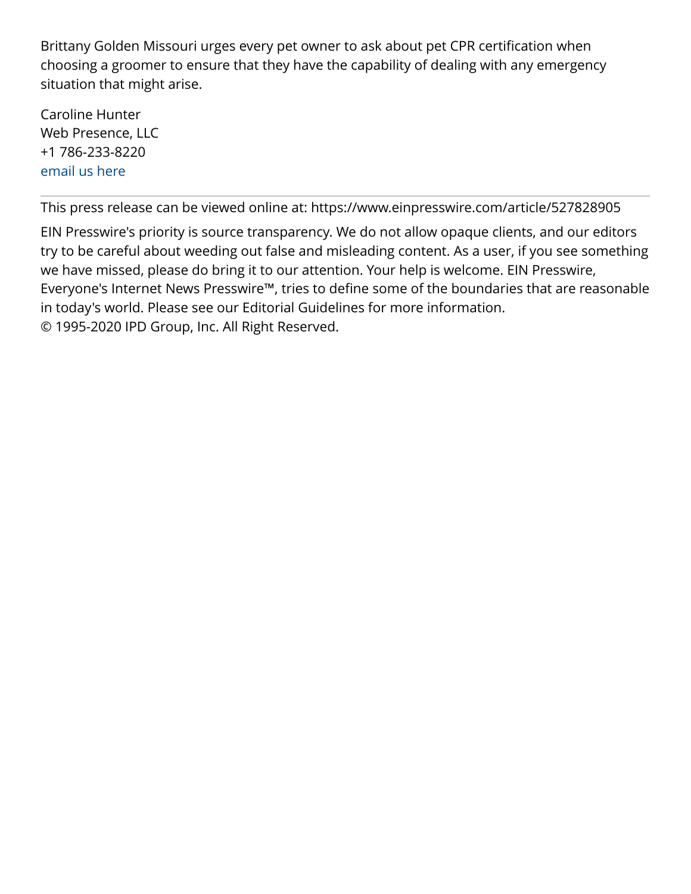Brittany Golden Missouri urges every pet owner to ask about pet CPR certification when choosing a groomer to ensure that they have the capability of dealing with any emergency situation that might arise.

Caroline Hunter
Web Presence, LLC
+1 786-233-8220
email us here

---

This press release can be viewed online at: https://www.einpresswire.com/article/527828905

EIN Presswire's priority is source transparency. We do not allow opaque clients, and our editors try to be careful about weeding out false and misleading content. As a user, if you see something we have missed, please do bring it to our attention. Your help is welcome. EIN Presswire, Everyone's Internet News Presswire™, tries to define some of the boundaries that are reasonable in today's world. Please see our Editorial Guidelines for more information.
© 1995-2020 IPD Group, Inc. All Right Reserved.